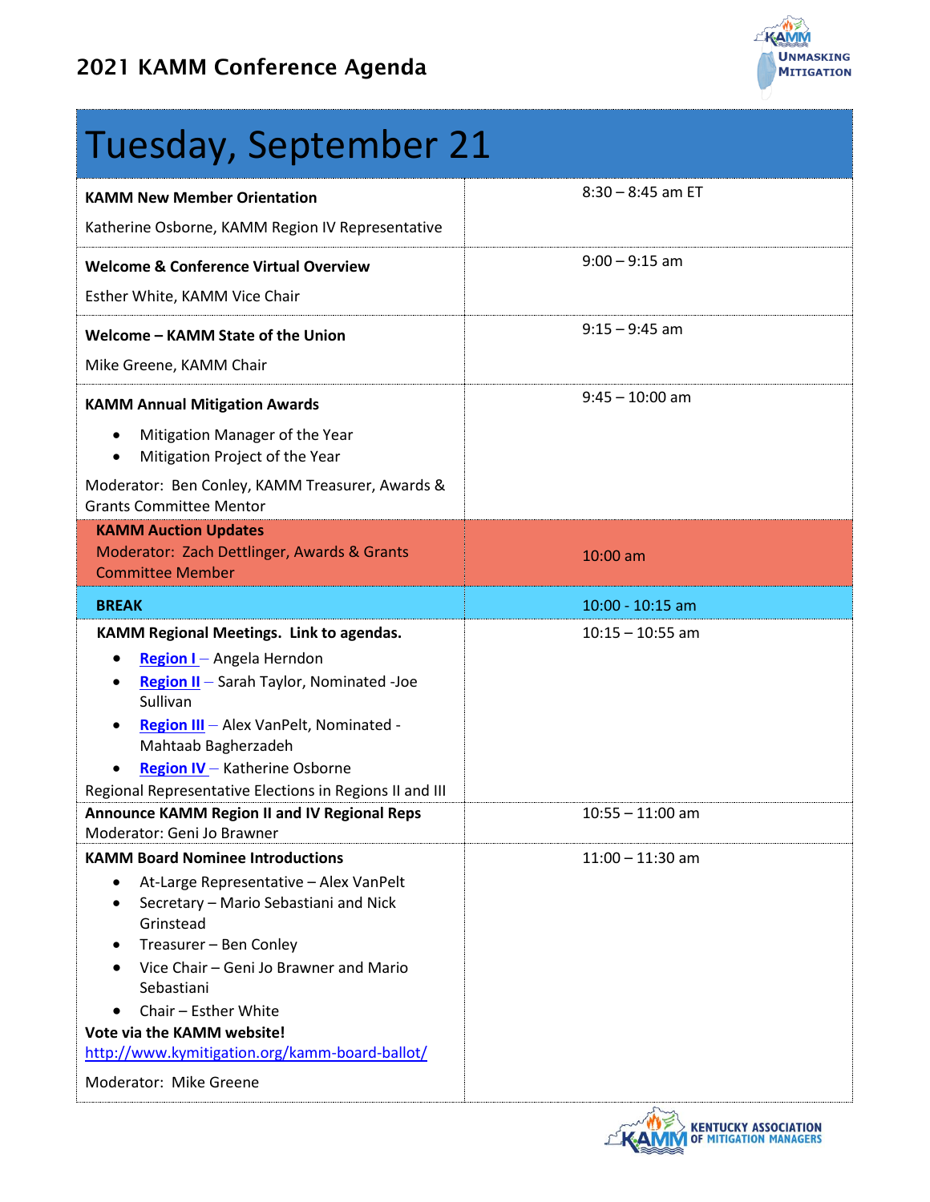# 2021 KAMM Conference Agenda

## Tuesday, September 21

| Session | Time |
|---|---|
| **KAMM New Member Orientation**<br><br>Katherine Osborne, KAMM Region IV Representative | 8:30 – 8:45 am ET |
| **Welcome & Conference Virtual Overview**<br><br>Esther White, KAMM Vice Chair | 9:00 – 9:15 am |
| **Welcome – KAMM State of the Union**<br><br>Mike Greene, KAMM Chair | 9:15 – 9:45 am |
| **KAMM Annual Mitigation Awards**<br>• Mitigation Manager of the Year<br>• Mitigation Project of the Year<br><br>Moderator: Ben Conley, KAMM Treasurer, Awards & Grants Committee Mentor | 9:45 – 10:00 am |
| **KAMM Auction Updates**<br>Moderator: Zach Dettlinger, Awards & Grants Committee Member | 10:00 am |
| **BREAK** | 10:00 - 10:15 am |
| **KAMM Regional Meetings. Link to agendas.**<br>• Region I – Angela Herndon<br>• Region II – Sarah Taylor, Nominated -Joe Sullivan<br>• Region III – Alex VanPelt, Nominated - Mahtaab Bagherzadeh<br>• Region IV – Katherine Osborne<br>Regional Representative Elections in Regions II and III | 10:15 – 10:55 am |
| **Announce KAMM Region II and IV Regional Reps**<br>Moderator: Geni Jo Brawner | 10:55 – 11:00 am |
| **KAMM Board Nominee Introductions**<br>• At-Large Representative – Alex VanPelt<br>• Secretary – Mario Sebastiani and Nick Grinstead<br>• Treasurer – Ben Conley<br>• Vice Chair – Geni Jo Brawner and Mario Sebastiani<br>• Chair – Esther White<br>**Vote via the KAMM website!**<br>http://www.kymitigation.org/kamm-board-ballot/<br><br>Moderator: Mike Greene | 11:00 – 11:30 am |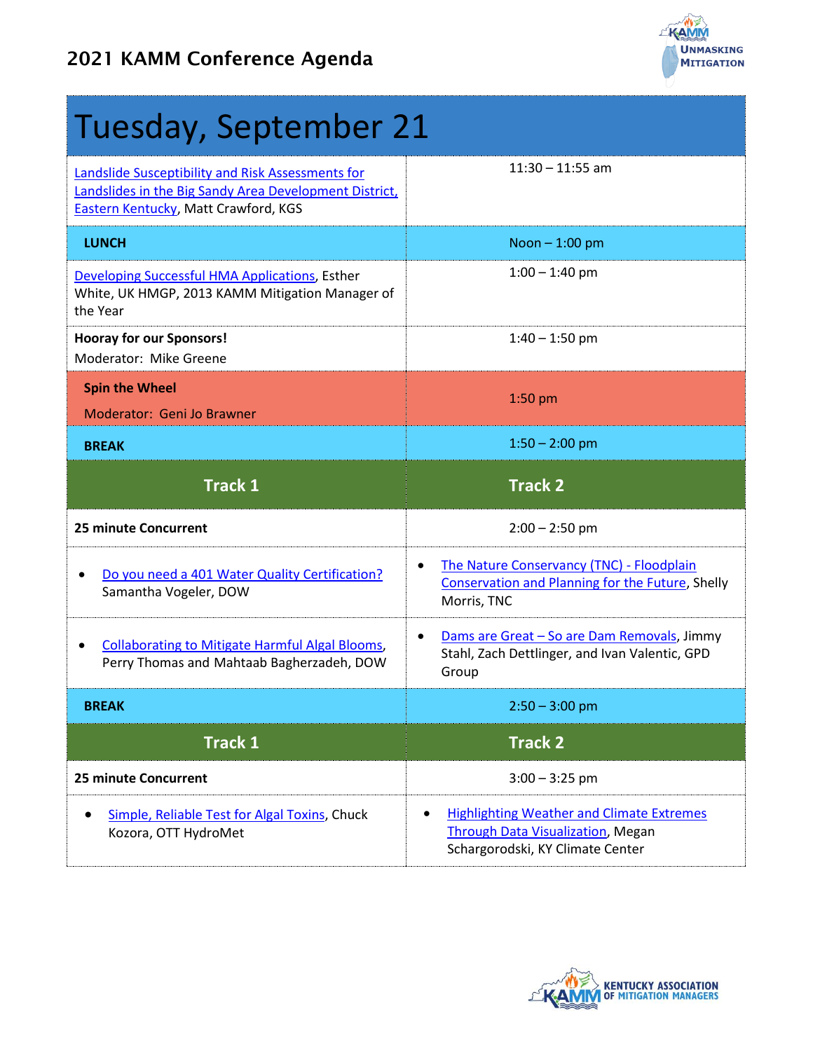## 2021 KAMM Conference Agenda

# Tuesday, September 21

| | |
|---|---|
| Landslide Susceptibility and Risk Assessments for Landslides in the Big Sandy Area Development District, Eastern Kentucky, Matt Crawford, KGS | 11:30 – 11:55 am |
| **LUNCH** | Noon – 1:00 pm |
| Developing Successful HMA Applications, Esther White, UK HMGP, 2013 KAMM Mitigation Manager of the Year | 1:00 – 1:40 pm |
| **Hooray for our Sponsors!** Moderator: Mike Greene | 1:40 – 1:50 pm |
| **Spin the Wheel** Moderator: Geni Jo Brawner | 1:50 pm |
| **BREAK** | 1:50 – 2:00 pm |
| **Track 1** | **Track 2** |
| **25 minute Concurrent** | 2:00 – 2:50 pm |
| • Do you need a 401 Water Quality Certification? Samantha Vogeler, DOW | • The Nature Conservancy (TNC) - Floodplain Conservation and Planning for the Future, Shelly Morris, TNC |
| • Collaborating to Mitigate Harmful Algal Blooms, Perry Thomas and Mahtaab Bagherzadeh, DOW | • Dams are Great – So are Dam Removals, Jimmy Stahl, Zach Dettlinger, and Ivan Valentic, GPD Group |
| **BREAK** | 2:50 – 3:00 pm |
| **Track 1** | **Track 2** |
| **25 minute Concurrent** | 3:00 – 3:25 pm |
| • Simple, Reliable Test for Algal Toxins, Chuck Kozora, OTT HydroMet | • Highlighting Weather and Climate Extremes Through Data Visualization, Megan Schargorodski, KY Climate Center |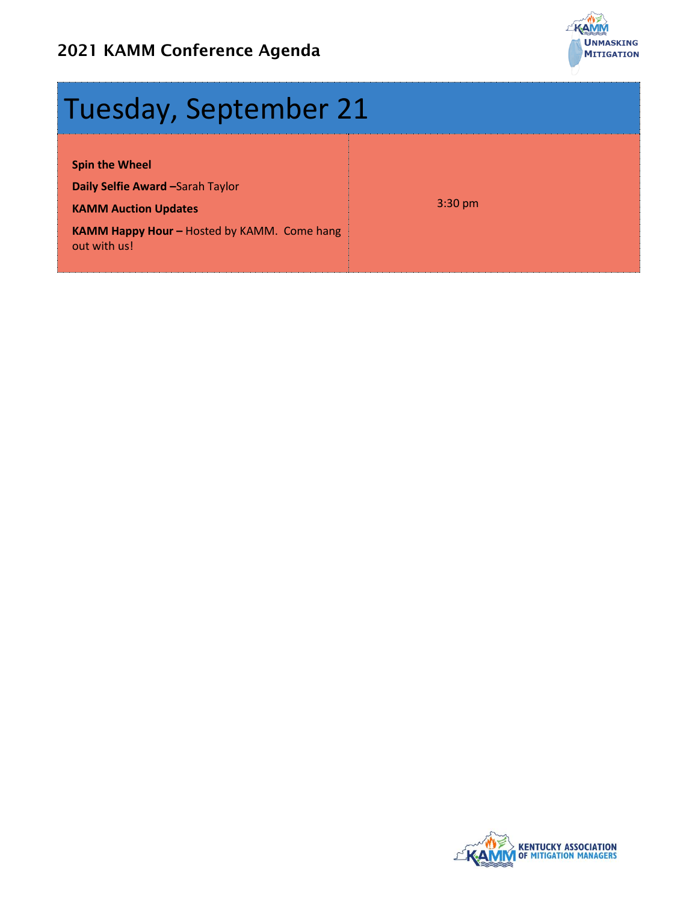# Tuesday, September 21

| | |
|---|---|
| **Spin the Wheel**<br>**Daily Selfie Award –**Sarah Taylor<br>**KAMM Auction Updates**<br>**KAMM Happy Hour –** Hosted by KAMM. Come hang out with us! | 3:30 pm |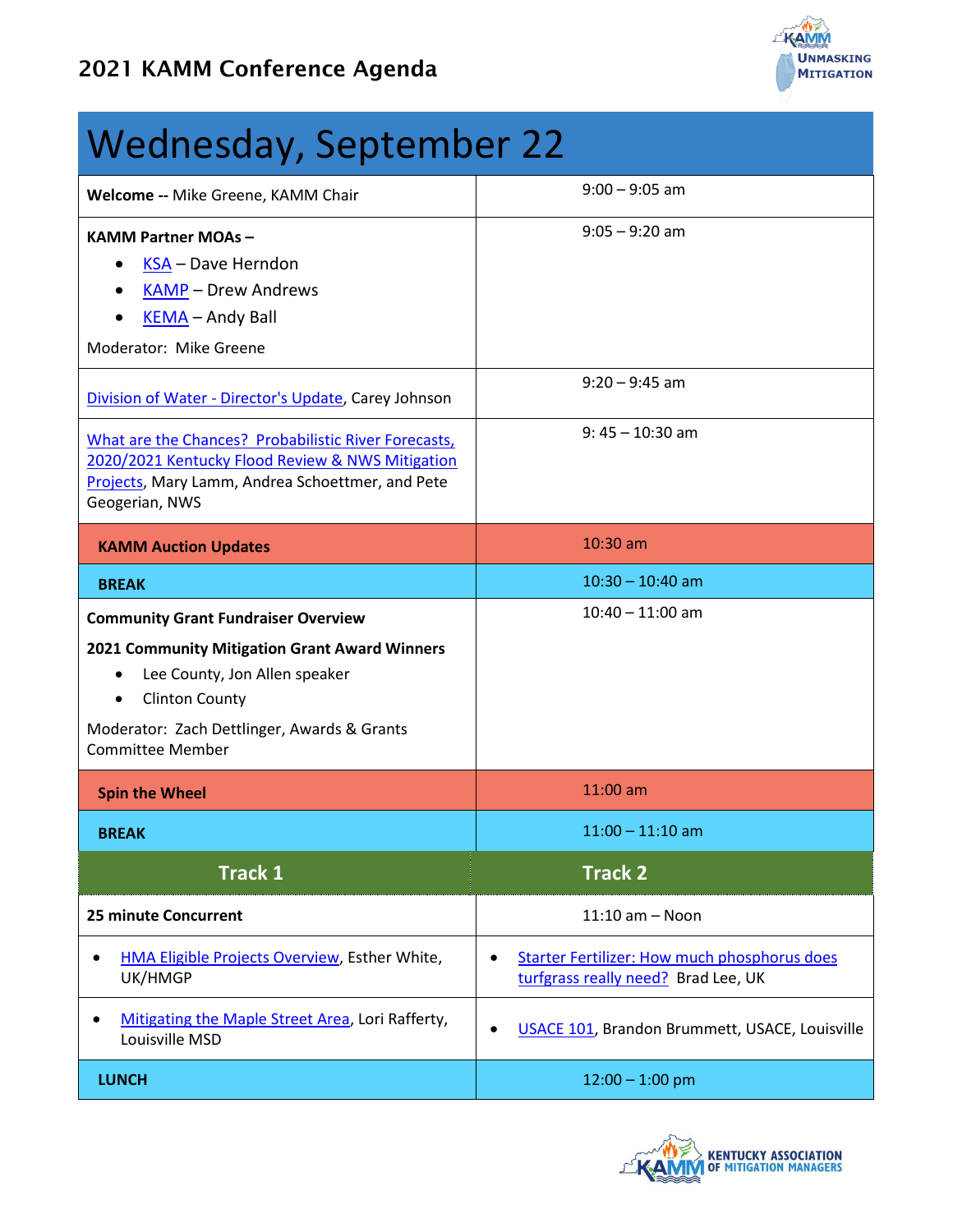## 2021 KAMM Conference Agenda

# Wednesday, September 22

| | |
|---|---|
| **Welcome --** Mike Greene, KAMM Chair | 9:00 – 9:05 am |
| **KAMM Partner MOAs –** <br>• KSA – Dave Herndon<br>• KAMP – Drew Andrews<br>• KEMA – Andy Ball<br>Moderator: Mike Greene | 9:05 – 9:20 am |
| Division of Water - Director's Update, Carey Johnson | 9:20 – 9:45 am |
| What are the Chances? Probabilistic River Forecasts, 2020/2021 Kentucky Flood Review & NWS Mitigation Projects, Mary Lamm, Andrea Schoettmer, and Pete Geogerian, NWS | 9: 45 – 10:30 am |
| **KAMM Auction Updates** | 10:30 am |
| **BREAK** | 10:30 – 10:40 am |
| **Community Grant Fundraiser Overview**<br>**2021 Community Mitigation Grant Award Winners**<br>• Lee County, Jon Allen speaker<br>• Clinton County<br>Moderator: Zach Dettlinger, Awards & Grants Committee Member | 10:40 – 11:00 am |
| **Spin the Wheel** | 11:00 am |
| **BREAK** | 11:00 – 11:10 am |
| **Track 1** | **Track 2** |
| **25 minute Concurrent** | 11:10 am – Noon |
| • HMA Eligible Projects Overview, Esther White, UK/HMGP | • Starter Fertilizer: How much phosphorus does turfgrass really need? Brad Lee, UK |
| • Mitigating the Maple Street Area, Lori Rafferty, Louisville MSD | • USACE 101, Brandon Brummett, USACE, Louisville |
| **LUNCH** | 12:00 – 1:00 pm |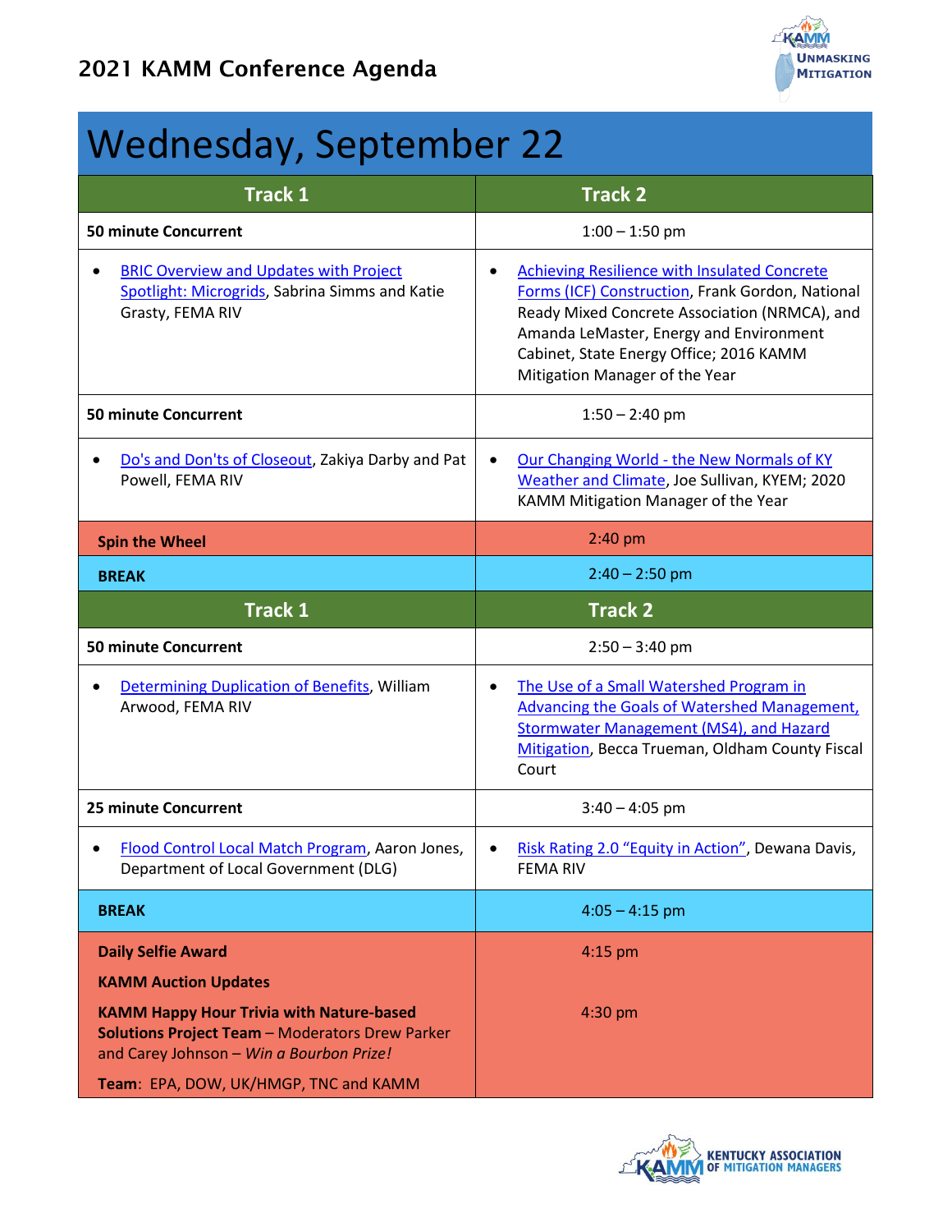## 2021 KAMM Conference Agenda

# Wednesday, September 22

| Track 1 | Track 2 |
|---|---|
| **50 minute Concurrent** | 1:00 – 1:50 pm |
| • BRIC Overview and Updates with Project Spotlight: Microgrids, Sabrina Simms and Katie Grasty, FEMA RIV | • Achieving Resilience with Insulated Concrete Forms (ICF) Construction, Frank Gordon, National Ready Mixed Concrete Association (NRMCA), and Amanda LeMaster, Energy and Environment Cabinet, State Energy Office; 2016 KAMM Mitigation Manager of the Year |
| **50 minute Concurrent** | 1:50 – 2:40 pm |
| • Do's and Don'ts of Closeout, Zakiya Darby and Pat Powell, FEMA RIV | • Our Changing World - the New Normals of KY Weather and Climate, Joe Sullivan, KYEM; 2020 KAMM Mitigation Manager of the Year |
| **Spin the Wheel** | 2:40 pm |
| **BREAK** | 2:40 – 2:50 pm |
| **Track 1** | **Track 2** |
| **50 minute Concurrent** | 2:50 – 3:40 pm |
| • Determining Duplication of Benefits, William Arwood, FEMA RIV | • The Use of a Small Watershed Program in Advancing the Goals of Watershed Management, Stormwater Management (MS4), and Hazard Mitigation, Becca Trueman, Oldham County Fiscal Court |
| **25 minute Concurrent** | 3:40 – 4:05 pm |
| • Flood Control Local Match Program, Aaron Jones, Department of Local Government (DLG) | • Risk Rating 2.0 "Equity in Action", Dewana Davis, FEMA RIV |
| **BREAK** | 4:05 – 4:15 pm |
| **Daily Selfie Award**<br>**KAMM Auction Updates** | 4:15 pm |
| **KAMM Happy Hour Trivia with Nature-based Solutions Project Team** – Moderators Drew Parker and Carey Johnson – *Win a Bourbon Prize!*<br>**Team:** EPA, DOW, UK/HMGP, TNC and KAMM | 4:30 pm |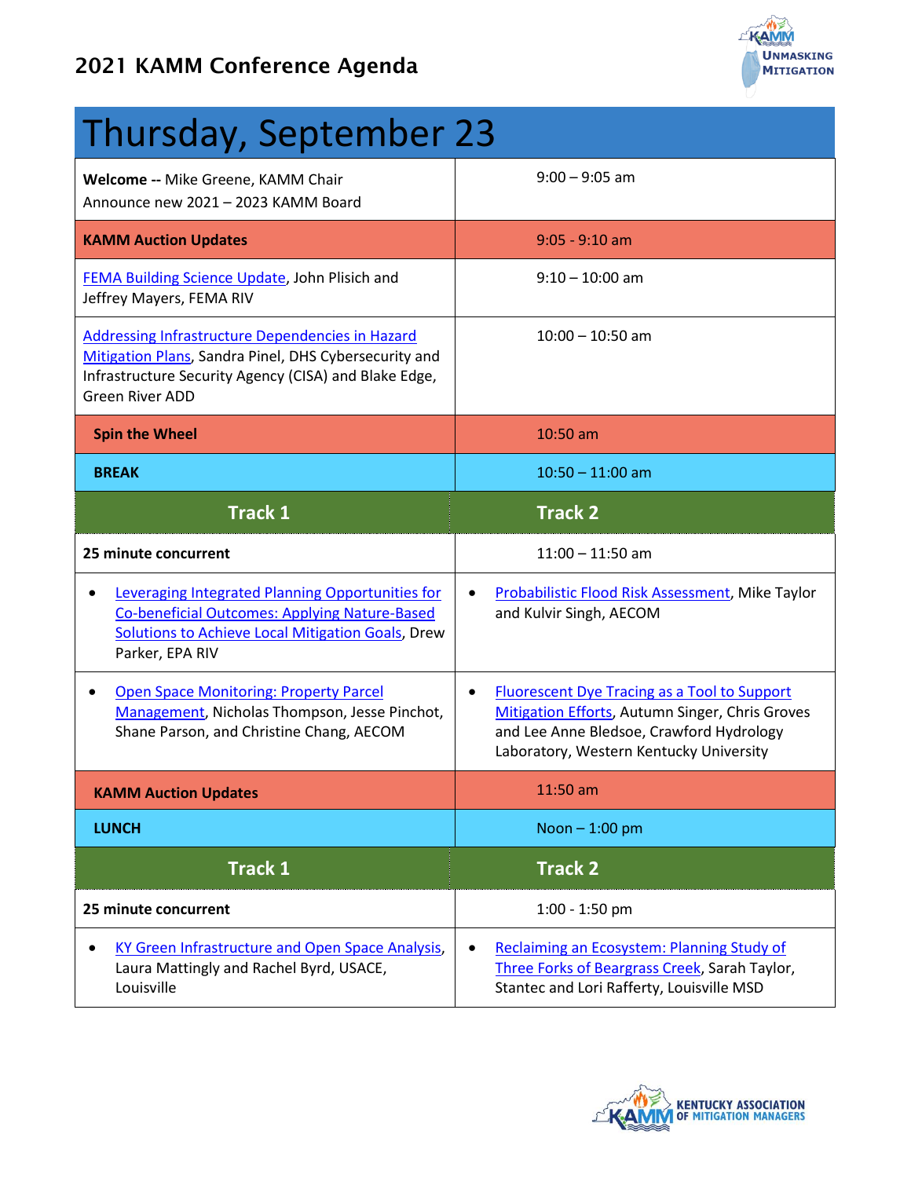## 2021 KAMM Conference Agenda

| Thursday, September 23 | |
|---|---|
| **Welcome --** Mike Greene, KAMM Chair<br>Announce new 2021 – 2023 KAMM Board | 9:00 – 9:05 am |
| **KAMM Auction Updates** | 9:05 - 9:10 am |
| FEMA Building Science Update, John Plisich and Jeffrey Mayers, FEMA RIV | 9:10 – 10:00 am |
| Addressing Infrastructure Dependencies in Hazard Mitigation Plans, Sandra Pinel, DHS Cybersecurity and Infrastructure Security Agency (CISA) and Blake Edge, Green River ADD | 10:00 – 10:50 am |
| **Spin the Wheel** | 10:50 am |
| **BREAK** | 10:50 – 11:00 am |
| **Track 1** | **Track 2** |
| **25 minute concurrent** | 11:00 – 11:50 am |
| • Leveraging Integrated Planning Opportunities for Co-beneficial Outcomes: Applying Nature-Based Solutions to Achieve Local Mitigation Goals, Drew Parker, EPA RIV | • Probabilistic Flood Risk Assessment, Mike Taylor and Kulvir Singh, AECOM |
| • Open Space Monitoring: Property Parcel Management, Nicholas Thompson, Jesse Pinchot, Shane Parson, and Christine Chang, AECOM | • Fluorescent Dye Tracing as a Tool to Support Mitigation Efforts, Autumn Singer, Chris Groves and Lee Anne Bledsoe, Crawford Hydrology Laboratory, Western Kentucky University |
| **KAMM Auction Updates** | 11:50 am |
| **LUNCH** | Noon – 1:00 pm |
| **Track 1** | **Track 2** |
| **25 minute concurrent** | 1:00 - 1:50 pm |
| • KY Green Infrastructure and Open Space Analysis, Laura Mattingly and Rachel Byrd, USACE, Louisville | • Reclaiming an Ecosystem: Planning Study of Three Forks of Beargrass Creek, Sarah Taylor, Stantec and Lori Rafferty, Louisville MSD |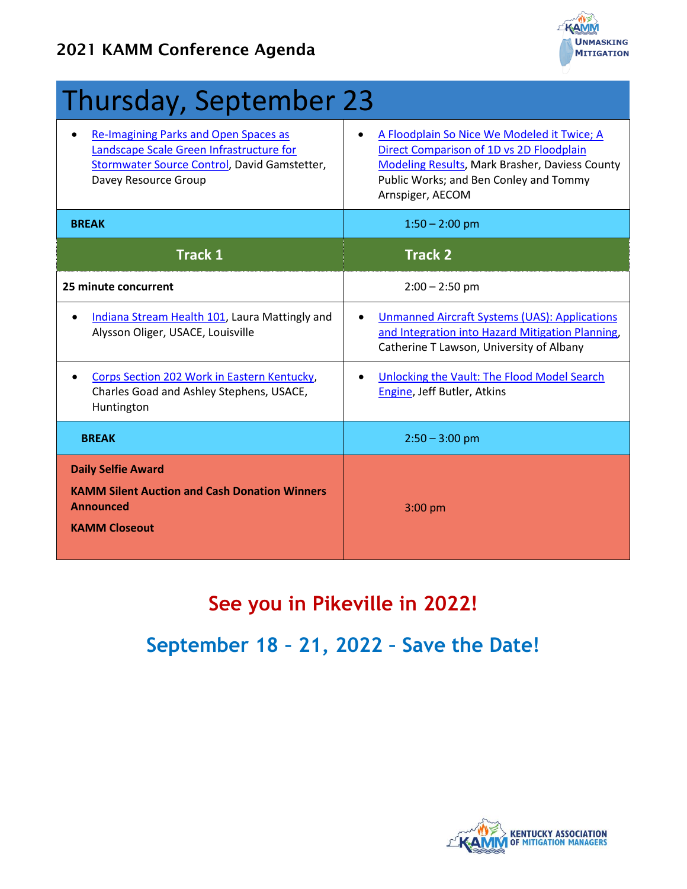## 2021 KAMM Conference Agenda

# Thursday, September 23

| | |
|---|---|
| • Re-Imagining Parks and Open Spaces as Landscape Scale Green Infrastructure for Stormwater Source Control, David Gamstetter, Davey Resource Group | • A Floodplain So Nice We Modeled it Twice; A Direct Comparison of 1D vs 2D Floodplain Modeling Results, Mark Brasher, Daviess County Public Works; and Ben Conley and Tommy Arnspiger, AECOM |
| **BREAK** | 1:50 – 2:00 pm |
| **Track 1** | **Track 2** |
| **25 minute concurrent** | 2:00 – 2:50 pm |
| • Indiana Stream Health 101, Laura Mattingly and Alysson Oliger, USACE, Louisville | • Unmanned Aircraft Systems (UAS): Applications and Integration into Hazard Mitigation Planning, Catherine T Lawson, University of Albany |
| • Corps Section 202 Work in Eastern Kentucky, Charles Goad and Ashley Stephens, USACE, Huntington | • Unlocking the Vault: The Flood Model Search Engine, Jeff Butler, Atkins |
| **BREAK** | 2:50 – 3:00 pm |
| **Daily Selfie Award**<br>**KAMM Silent Auction and Cash Donation Winners Announced**<br>**KAMM Closeout** | 3:00 pm |

## See you in Pikeville in 2022!

## September 18 - 21, 2022 - Save the Date!